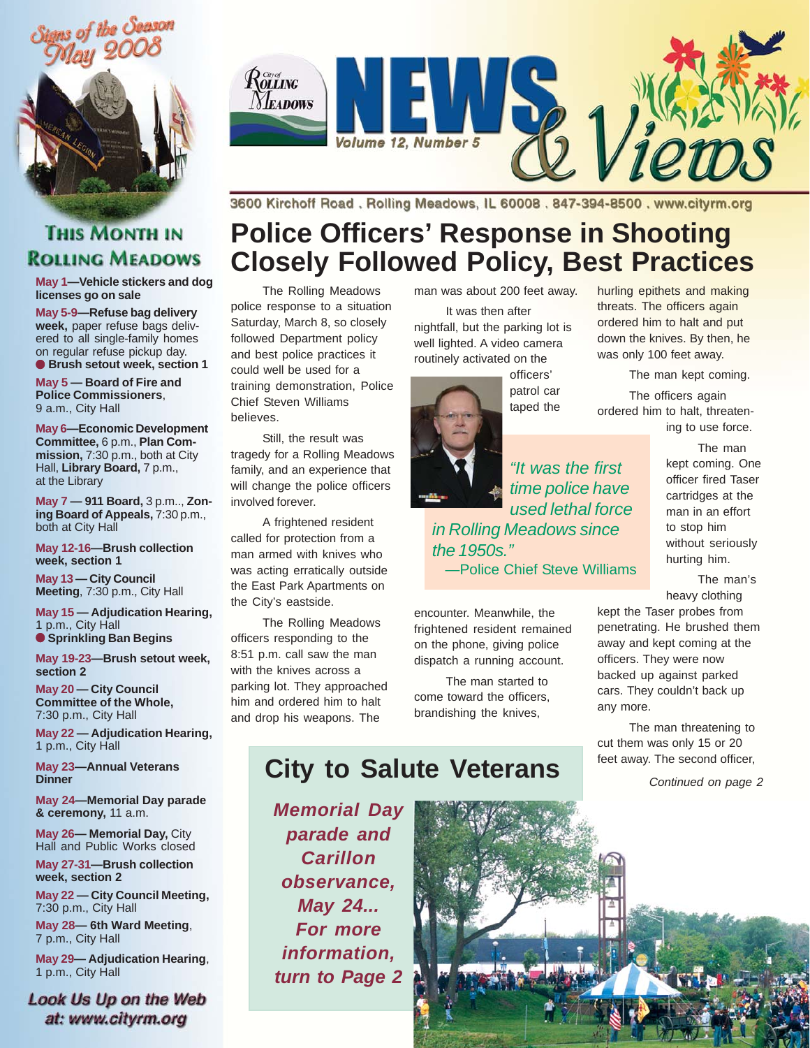# NEWS & Views

City of Rolling Meadows

Volume 12, Number 5

3600 Kirchoff Road . Rolling Meadows, IL 60008 . 847-394-8500 . www.cityrm.org

Signs of the Season May 2008

## This Month in Rolling Meadows

**May 1—Vehicle stickers and dog licenses go on sale**

**May 5-9—Refuse bag delivery week,** paper refuse bags delivered to all single-family homes on regular refuse pickup day.
● **Brush setout week, section 1**

**May 5 — Board of Fire and Police Commissioners**, 9 a.m., City Hall

**May 6—Economic Development Committee,** 6 p.m., **Plan Commission,** 7:30 p.m., both at City Hall, **Library Board,** 7 p.m., at the Library

**May 7 — 911 Board,** 3 p.m.., **Zoning Board of Appeals,** 7:30 p.m., both at City Hall

**May 12-16—Brush collection week, section 1**

**May 13 — City Council Meeting,** 7:30 p.m., City Hall

**May 15 — Adjudication Hearing,** 1 p.m., City Hall
● **Sprinkling Ban Begins**

**May 19-23—Brush setout week, section 2**

**May 20 — City Council Committee of the Whole,** 7:30 p.m., City Hall

**May 22 — Adjudication Hearing,** 1 p.m., City Hall

**May 23—Annual Veterans Dinner**

**May 24—Memorial Day parade & ceremony,** 11 a.m.

**May 26— Memorial Day,** City Hall and Public Works closed

**May 27-31—Brush collection week, section 2**

**May 22 — City Council Meeting,** 7:30 p.m., City Hall

**May 28— 6th Ward Meeting**, 7 p.m., City Hall

**May 29— Adjudication Hearing**, 1 p.m., City Hall

*Look Us Up on the Web at: www.cityrm.org*

# Police Officers' Response in Shooting Closely Followed Policy, Best Practices

The Rolling Meadows police response to a situation Saturday, March 8, so closely followed Department policy and best police practices it could well be used for a training demonstration, Police Chief Steven Williams believes.

Still, the result was tragedy for a Rolling Meadows family, and an experience that will change the police officers involved forever.

A frightened resident called for protection from a man armed with knives who was acting erratically outside the East Park Apartments on the City's eastside.

The Rolling Meadows officers responding to the 8:51 p.m. call saw the man with the knives across a parking lot. They approached him and ordered him to halt and drop his weapons. The man was about 200 feet away.

It was then after nightfall, but the parking lot is well lighted. A video camera routinely activated on the officers' patrol car taped the encounter. Meanwhile, the frightened resident remained on the phone, giving police dispatch a running account.

> *"It was the first time police have used lethal force in Rolling Meadows since the 1950s."*
> —Police Chief Steve Williams

The man started to come toward the officers, brandishing the knives, hurling epithets and making threats. The officers again ordered him to halt and put down the knives. By then, he was only 100 feet away.

The man kept coming.

The officers again ordered him to halt, threatening to use force.

The man kept coming. One officer fired Taser cartridges at the man in an effort to stop him without seriously hurting him.

The man's heavy clothing kept the Taser probes from penetrating. He brushed them away and kept coming at the officers. They were now backed up against parked cars. They couldn't back up any more.

The man threatening to cut them was only 15 or 20 feet away. The second officer,

*Continued on page 2*

## City to Salute Veterans

***Memorial Day parade and Carillon observance, May 24... For more information, turn to Page 2***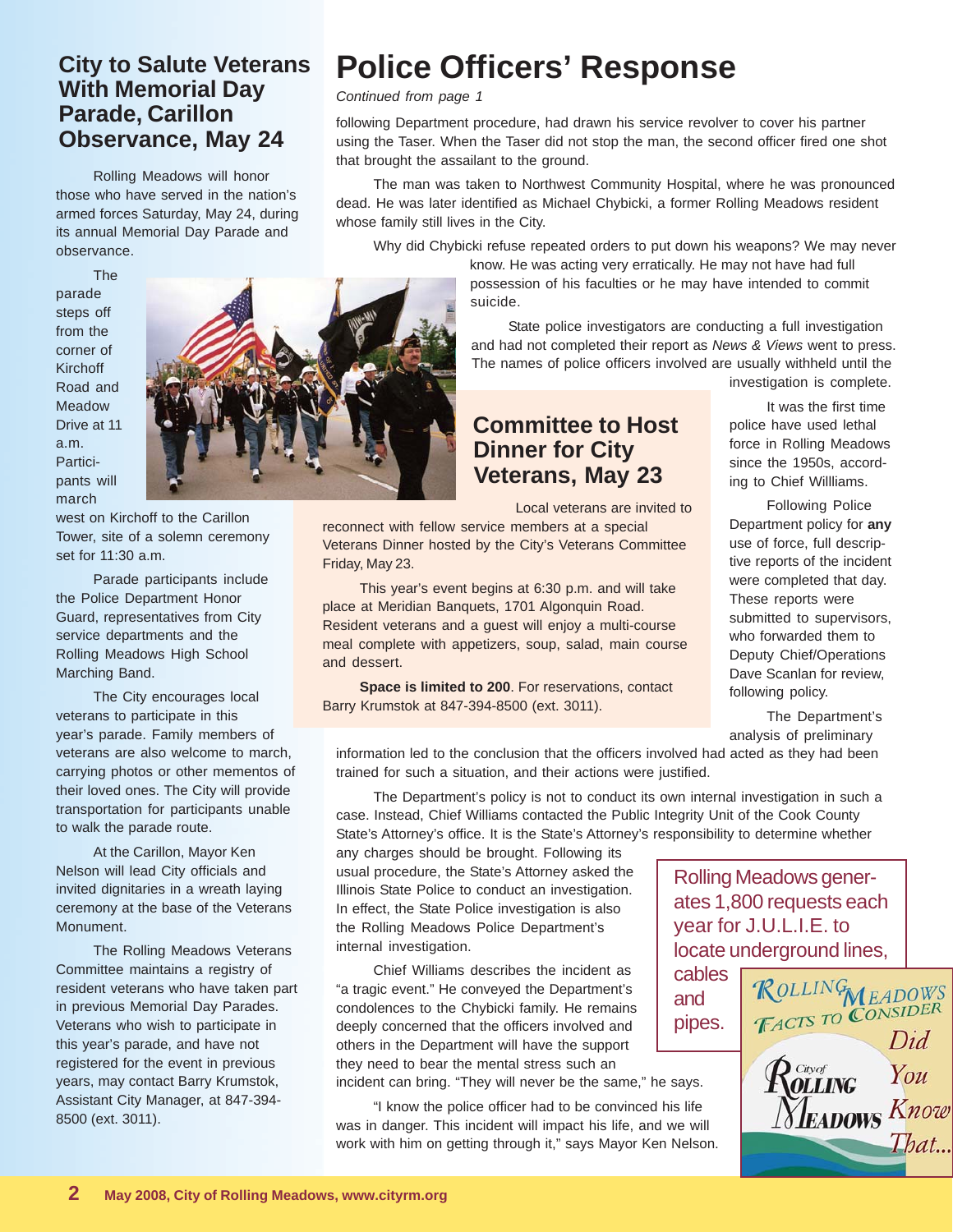## City to Salute Veterans With Memorial Day Parade, Carillon Observance, May 24

Rolling Meadows will honor those who have served in the nation's armed forces Saturday, May 24, during its annual Memorial Day Parade and observance.

The parade steps off from the corner of Kirchoff Road and Meadow Drive at 11 a.m. Participants will march west on Kirchoff to the Carillon Tower, site of a solemn ceremony set for 11:30 a.m.

Parade participants include the Police Department Honor Guard, representatives from City service departments and the Rolling Meadows High School Marching Band.

The City encourages local veterans to participate in this year's parade. Family members of veterans are also welcome to march, carrying photos or other mementos of their loved ones. The City will provide transportation for participants unable to walk the parade route.

At the Carillon, Mayor Ken Nelson will lead City officials and invited dignitaries in a wreath laying ceremony at the base of the Veterans Monument.

The Rolling Meadows Veterans Committee maintains a registry of resident veterans who have taken part in previous Memorial Day Parades. Veterans who wish to participate in this year's parade, and have not registered for the event in previous years, may contact Barry Krumstok, Assistant City Manager, at 847-394-8500 (ext. 3011).

# Police Officers' Response

*Continued from page 1*

following Department procedure, had drawn his service revolver to cover his partner using the Taser. When the Taser did not stop the man, the second officer fired one shot that brought the assailant to the ground.

The man was taken to Northwest Community Hospital, where he was pronounced dead. He was later identified as Michael Chybicki, a former Rolling Meadows resident whose family still lives in the City.

Why did Chybicki refuse repeated orders to put down his weapons? We may never know. He was acting very erratically. He may not have had full possession of his faculties or he may have intended to commit suicide.

State police investigators are conducting a full investigation and had not completed their report as *News & Views* went to press. The names of police officers involved are usually withheld until the investigation is complete.

It was the first time police have used lethal force in Rolling Meadows since the 1950s, according to Chief Willliams.

Following Police Department policy for **any** use of force, full descriptive reports of the incident were completed that day. These reports were submitted to supervisors, who forwarded them to Deputy Chief/Operations Dave Scanlan for review, following policy.

The Department's analysis of preliminary information led to the conclusion that the officers involved had acted as they had been trained for such a situation, and their actions were justified.

The Department's policy is not to conduct its own internal investigation in such a case. Instead, Chief Williams contacted the Public Integrity Unit of the Cook County State's Attorney's office. It is the State's Attorney's responsibility to determine whether any charges should be brought. Following its usual procedure, the State's Attorney asked the Illinois State Police to conduct an investigation. In effect, the State Police investigation is also the Rolling Meadows Police Department's internal investigation.

Chief Williams describes the incident as "a tragic event." He conveyed the Department's condolences to the Chybicki family. He remains deeply concerned that the officers involved and others in the Department will have the support they need to bear the mental stress such an incident can bring. "They will never be the same," he says.

"I know the police officer had to be convinced his life was in danger. This incident will impact his life, and we will work with him on getting through it," says Mayor Ken Nelson.

## Committee to Host Dinner for City Veterans, May 23

Local veterans are invited to reconnect with fellow service members at a special Veterans Dinner hosted by the City's Veterans Committee Friday, May 23.

This year's event begins at 6:30 p.m. and will take place at Meridian Banquets, 1701 Algonquin Road. Resident veterans and a guest will enjoy a multi-course meal complete with appetizers, soup, salad, main course and dessert.

**Space is limited to 200**. For reservations, contact Barry Krumstok at 847-394-8500 (ext. 3011).

Rolling Meadows generates 1,800 requests each year for J.U.L.I.E. to locate underground lines, cables and pipes.

Rolling Meadows Facts to Consider — Did You Know That...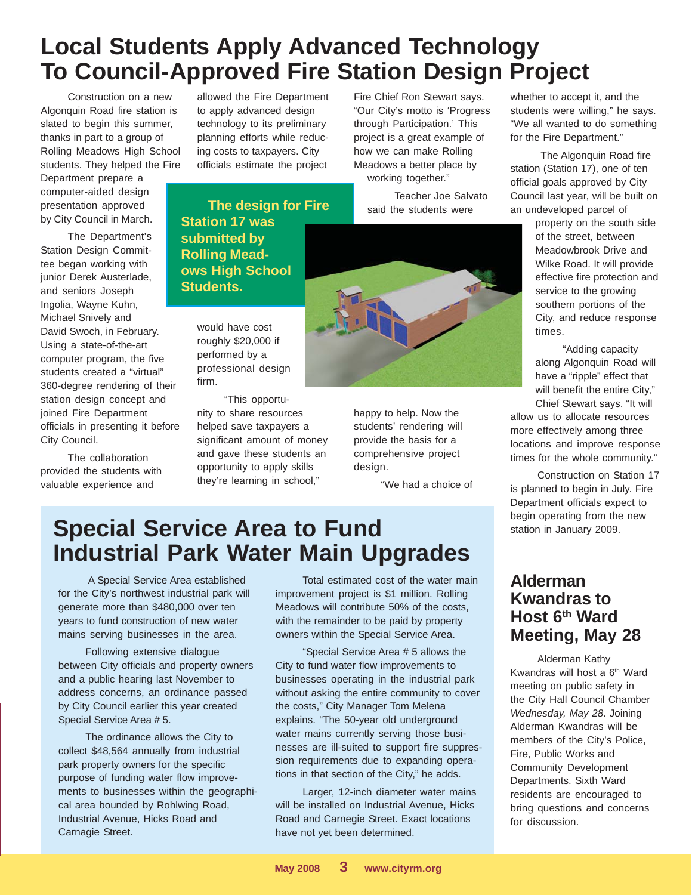# Local Students Apply Advanced Technology To Council-Approved Fire Station Design Project

Construction on a new Algonquin Road fire station is slated to begin this summer, thanks in part to a group of Rolling Meadows High School students. They helped the Fire Department prepare a computer-aided design presentation approved by City Council in March.

The Department's Station Design Committee began working with junior Derek Austerlade, and seniors Joseph Ingolia, Wayne Kuhn, Michael Snively and David Swoch, in February. Using a state-of-the-art computer program, the five students created a "virtual" 360-degree rendering of their station design concept and joined Fire Department officials in presenting it before City Council.

The collaboration provided the students with valuable experience and allowed the Fire Department to apply advanced design technology to its preliminary planning efforts while reducing costs to taxpayers. City officials estimate the project would have cost roughly $20,000 if performed by a professional design firm.

**The design for Fire Station 17 was submitted by Rolling Meadows High School Students.**

"This opportunity to share resources helped save taxpayers a significant amount of money and gave these students an opportunity to apply skills they're learning in school," Fire Chief Ron Stewart says. "Our City's motto is 'Progress through Participation.' This project is a great example of how we can make Rolling Meadows a better place by working together."

Teacher Joe Salvato said the students were happy to help. Now the students' rendering will provide the basis for a comprehensive project design.

"We had a choice of whether to accept it, and the students were willing," he says. "We all wanted to do something for the Fire Department."

The Algonquin Road fire station (Station 17), one of ten official goals approved by City Council last year, will be built on an undeveloped parcel of property on the south side of the street, between Meadowbrook Drive and Wilke Road. It will provide effective fire protection and service to the growing southern portions of the City, and reduce response times.

"Adding capacity along Algonquin Road will have a "ripple" effect that will benefit the entire City," Chief Stewart says. "It will allow us to allocate resources more effectively among three locations and improve response times for the whole community."

Construction on Station 17 is planned to begin in July. Fire Department officials expect to begin operating from the new station in January 2009.

# Special Service Area to Fund Industrial Park Water Main Upgrades

A Special Service Area established for the City's northwest industrial park will generate more than $480,000 over ten years to fund construction of new water mains serving businesses in the area.

Following extensive dialogue between City officials and property owners and a public hearing last November to address concerns, an ordinance passed by City Council earlier this year created Special Service Area # 5.

The ordinance allows the City to collect $48,564 annually from industrial park property owners for the specific purpose of funding water flow improvements to businesses within the geographical area bounded by Rohlwing Road, Industrial Avenue, Hicks Road and Carnagie Street.

Total estimated cost of the water main improvement project is $1 million. Rolling Meadows will contribute 50% of the costs, with the remainder to be paid by property owners within the Special Service Area.

"Special Service Area # 5 allows the City to fund water flow improvements to businesses operating in the industrial park without asking the entire community to cover the costs," City Manager Tom Melena explains. "The 50-year old underground water mains currently serving those businesses are ill-suited to support fire suppression requirements due to expanding operations in that section of the City," he adds.

Larger, 12-inch diameter water mains will be installed on Industrial Avenue, Hicks Road and Carnegie Street. Exact locations have not yet been determined.

# Alderman Kwandras to Host 6th Ward Meeting, May 28

Alderman Kathy Kwandras will host a 6th Ward meeting on public safety in the City Hall Council Chamber *Wednesday, May 28*. Joining Alderman Kwandras will be members of the City's Police, Fire, Public Works and Community Development Departments. Sixth Ward residents are encouraged to bring questions and concerns for discussion.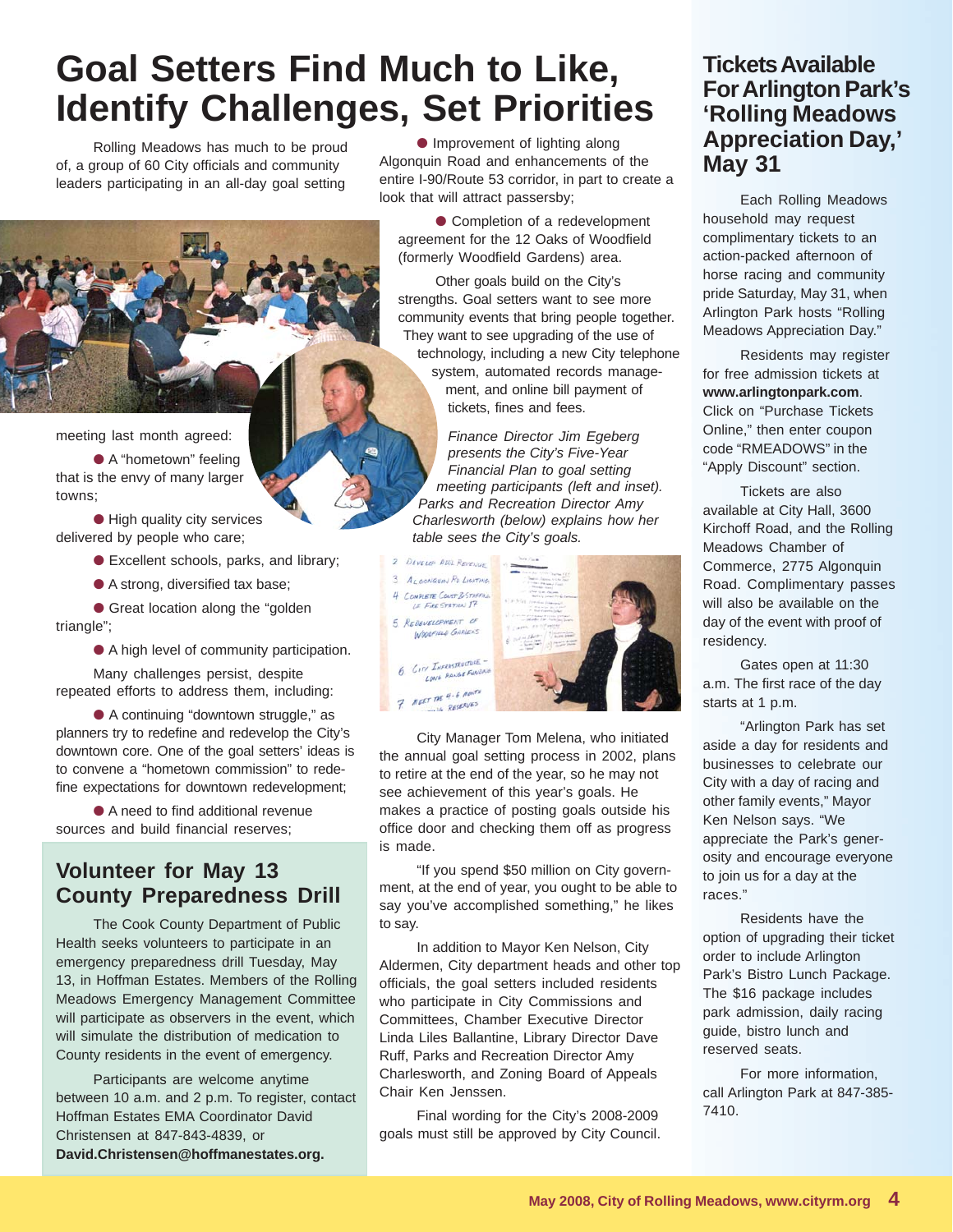# Goal Setters Find Much to Like, Identify Challenges, Set Priorities

Rolling Meadows has much to be proud of, a group of 60 City officials and community leaders participating in an all-day goal setting meeting last month agreed:

- A "hometown" feeling that is the envy of many larger towns;
- High quality city services delivered by people who care;
- Excellent schools, parks, and library;
- A strong, diversified tax base;
- Great location along the "golden triangle";
- A high level of community participation.

Many challenges persist, despite repeated efforts to address them, including:

- A continuing "downtown struggle," as planners try to redefine and redevelop the City's downtown core. One of the goal setters' ideas is to convene a "hometown commission" to redefine expectations for downtown redevelopment;
- A need to find additional revenue sources and build financial reserves;
- Improvement of lighting along Algonquin Road and enhancements of the entire I-90/Route 53 corridor, in part to create a look that will attract passersby;
- Completion of a redevelopment agreement for the 12 Oaks of Woodfield (formerly Woodfield Gardens) area.

Other goals build on the City's strengths. Goal setters want to see more community events that bring people together. They want to see upgrading of the use of technology, including a new City telephone system, automated records management, and online bill payment of tickets, fines and fees.

*Finance Director Jim Egeberg presents the City's Five-Year Financial Plan to goal setting meeting participants (left and inset). Parks and Recreation Director Amy Charlesworth (below) explains how her table sees the City's goals.*

City Manager Tom Melena, who initiated the annual goal setting process in 2002, plans to retire at the end of the year, so he may not see achievement of this year's goals. He makes a practice of posting goals outside his office door and checking them off as progress is made.

"If you spend $50 million on City government, at the end of year, you ought to be able to say you've accomplished something," he likes to say.

In addition to Mayor Ken Nelson, City Aldermen, City department heads and other top officials, the goal setters included residents who participate in City Commissions and Committees, Chamber Executive Director Linda Liles Ballantine, Library Director Dave Ruff, Parks and Recreation Director Amy Charlesworth, and Zoning Board of Appeals Chair Ken Jenssen.

Final wording for the City's 2008-2009 goals must still be approved by City Council.

## Volunteer for May 13 County Preparedness Drill

The Cook County Department of Public Health seeks volunteers to participate in an emergency preparedness drill Tuesday, May 13, in Hoffman Estates. Members of the Rolling Meadows Emergency Management Committee will participate as observers in the event, which will simulate the distribution of medication to County residents in the event of emergency.

Participants are welcome anytime between 10 a.m. and 2 p.m. To register, contact Hoffman Estates EMA Coordinator David Christensen at 847-843-4839, or **David.Christensen@hoffmanestates.org.**

## Tickets Available For Arlington Park's 'Rolling Meadows Appreciation Day,' May 31

Each Rolling Meadows household may request complimentary tickets to an action-packed afternoon of horse racing and community pride Saturday, May 31, when Arlington Park hosts "Rolling Meadows Appreciation Day."

Residents may register for free admission tickets at **www.arlingtonpark.com**. Click on "Purchase Tickets Online," then enter coupon code "RMEADOWS" in the "Apply Discount" section.

Tickets are also available at City Hall, 3600 Kirchoff Road, and the Rolling Meadows Chamber of Commerce, 2775 Algonquin Road. Complimentary passes will also be available on the day of the event with proof of residency.

Gates open at 11:30 a.m. The first race of the day starts at 1 p.m.

"Arlington Park has set aside a day for residents and businesses to celebrate our City with a day of racing and other family events," Mayor Ken Nelson says. "We appreciate the Park's generosity and encourage everyone to join us for a day at the races."

Residents have the option of upgrading their ticket order to include Arlington Park's Bistro Lunch Package. The $16 package includes park admission, daily racing guide, bistro lunch and reserved seats.

For more information, call Arlington Park at 847-385-7410.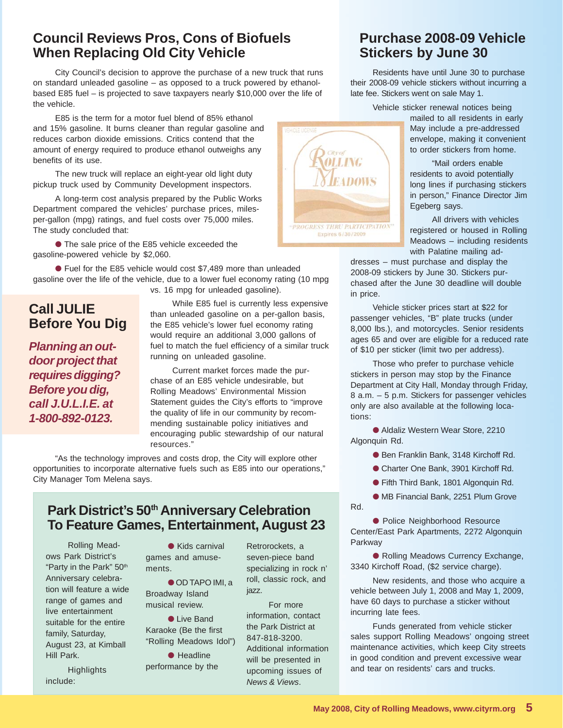## Council Reviews Pros, Cons of Biofuels When Replacing Old City Vehicle

City Council's decision to approve the purchase of a new truck that runs on standard unleaded gasoline – as opposed to a truck powered by ethanol-based E85 fuel – is projected to save taxpayers nearly $10,000 over the life of the vehicle.

E85 is the term for a motor fuel blend of 85% ethanol and 15% gasoline. It burns cleaner than regular gasoline and reduces carbon dioxide emissions. Critics contend that the amount of energy required to produce ethanol outweighs any benefits of its use.

The new truck will replace an eight-year old light duty pickup truck used by Community Development inspectors.

A long-term cost analysis prepared by the Public Works Department compared the vehicles' purchase prices, miles-per-gallon (mpg) ratings, and fuel costs over 75,000 miles. The study concluded that:

- The sale price of the E85 vehicle exceeded the gasoline-powered vehicle by $2,060.
- Fuel for the E85 vehicle would cost $7,489 more than unleaded gasoline over the life of the vehicle, due to a lower fuel economy rating (10 mpg vs. 16 mpg for unleaded gasoline).

While E85 fuel is currently less expensive than unleaded gasoline on a per-gallon basis, the E85 vehicle's lower fuel economy rating would require an additional 3,000 gallons of fuel to match the fuel efficiency of a similar truck running on unleaded gasoline.

Current market forces made the purchase of an E85 vehicle undesirable, but Rolling Meadows' Environmental Mission Statement guides the City's efforts to "improve the quality of life in our community by recommending sustainable policy initiatives and encouraging public stewardship of our natural resources."

"As the technology improves and costs drop, the City will explore other opportunities to incorporate alternative fuels such as E85 into our operations," City Manager Tom Melena says.

## Call JULIE Before You Dig

***Planning an outdoor project that requires digging? Before you dig, call J.U.L.I.E. at 1-800-892-0123.***

## Park District's 50th Anniversary Celebration To Feature Games, Entertainment, August 23

Rolling Meadows Park District's "Party in the Park" 50th Anniversary celebration will feature a wide range of games and live entertainment suitable for the entire family, Saturday, August 23, at Kimball Hill Park.

Highlights include:

- Kids carnival games and amusements.
- OD TAPO IMI, a Broadway Island musical review.
- Live Band Karaoke (Be the first "Rolling Meadows Idol")
- Headline performance by the Retrorockets, a seven-piece band specializing in rock n' roll, classic rock, and jazz.

For more information, contact the Park District at 847-818-3200. Additional information will be presented in upcoming issues of *News & Views*.

## Purchase 2008-09 Vehicle Stickers by June 30

Residents have until June 30 to purchase their 2008-09 vehicle stickers without incurring a late fee. Stickers went on sale May 1.

Vehicle sticker renewal notices being mailed to all residents in early May include a pre-addressed envelope, making it convenient to order stickers from home.

"Mail orders enable residents to avoid potentially long lines if purchasing stickers in person," Finance Director Jim Egeberg says.

All drivers with vehicles registered or housed in Rolling Meadows – including residents with Palatine mailing addresses – must purchase and display the 2008-09 stickers by June 30. Stickers purchased after the June 30 deadline will double in price.

Vehicle sticker prices start at $22 for passenger vehicles, "B" plate trucks (under 8,000 lbs.), and motorcycles. Senior residents ages 65 and over are eligible for a reduced rate of $10 per sticker (limit two per address).

Those who prefer to purchase vehicle stickers in person may stop by the Finance Department at City Hall, Monday through Friday, 8 a.m. – 5 p.m. Stickers for passenger vehicles only are also available at the following locations:

- Aldaliz Western Wear Store, 2210 Algonquin Rd.
- Ben Franklin Bank, 3148 Kirchoff Rd.
- Charter One Bank, 3901 Kirchoff Rd.
- Fifth Third Bank, 1801 Algonquin Rd.
- MB Financial Bank, 2251 Plum Grove Rd.
- Police Neighborhood Resource Center/East Park Apartments, 2272 Algonquin Parkway
- Rolling Meadows Currency Exchange, 3340 Kirchoff Road, ($2 service charge).

New residents, and those who acquire a vehicle between July 1, 2008 and May 1, 2009, have 60 days to purchase a sticker without incurring late fees.

Funds generated from vehicle sticker sales support Rolling Meadows' ongoing street maintenance activities, which keep City streets in good condition and prevent excessive wear and tear on residents' cars and trucks.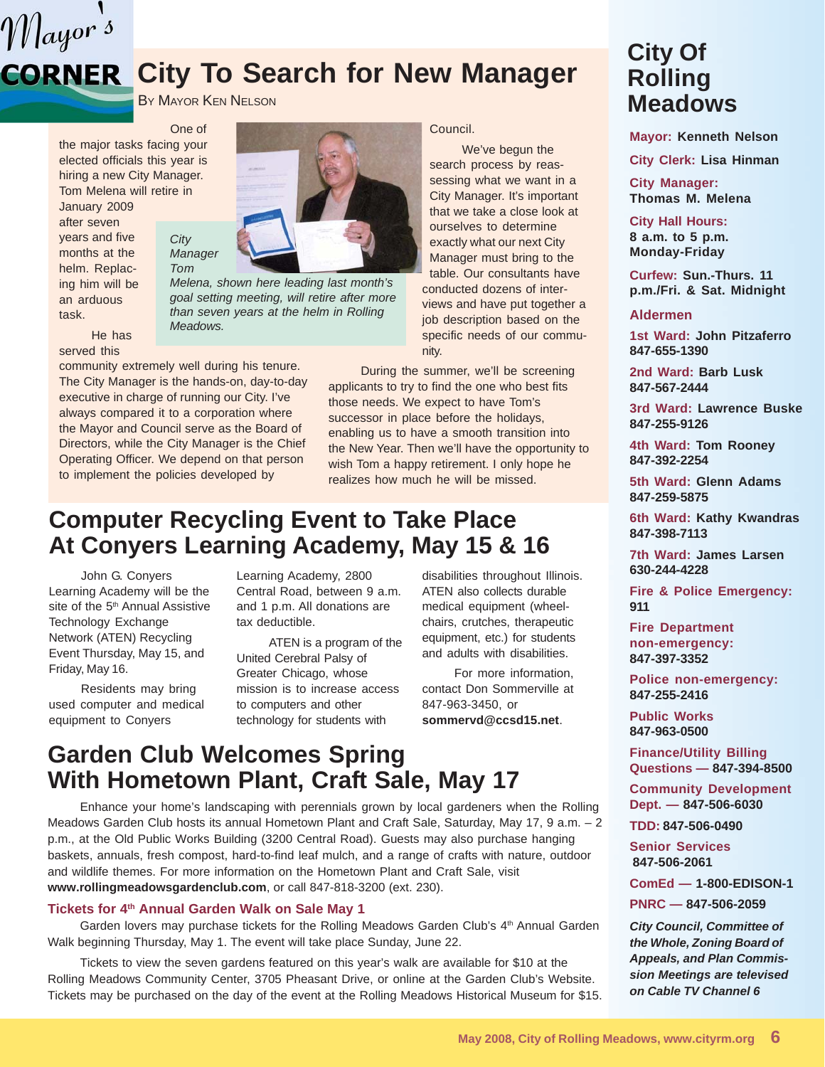Mayor's CORNER

# City To Search for New Manager

By Mayor Ken Nelson

One of the major tasks facing your elected officials this year is hiring a new City Manager. Tom Melena will retire in January 2009 after seven years and five months at the helm. Replacing him will be an arduous task.

*City Manager Tom Melena, shown here leading last month's goal setting meeting, will retire after more than seven years at the helm in Rolling Meadows.*

He has served this community extremely well during his tenure. The City Manager is the hands-on, day-to-day executive in charge of running our City. I've always compared it to a corporation where the Mayor and Council serve as the Board of Directors, while the City Manager is the Chief Operating Officer. We depend on that person to implement the policies developed by Council.

We've begun the search process by reassessing what we want in a City Manager. It's important that we take a close look at ourselves to determine exactly what our next City Manager must bring to the table. Our consultants have conducted dozens of interviews and have put together a job description based on the specific needs of our community.

During the summer, we'll be screening applicants to try to find the one who best fits those needs. We expect to have Tom's successor in place before the holidays, enabling us to have a smooth transition into the New Year. Then we'll have the opportunity to wish Tom a happy retirement. I only hope he realizes how much he will be missed.

## Computer Recycling Event to Take Place At Conyers Learning Academy, May 15 & 16

John G. Conyers Learning Academy will be the site of the 5th Annual Assistive Technology Exchange Network (ATEN) Recycling Event Thursday, May 15, and Friday, May 16.

Residents may bring used computer and medical equipment to Conyers Learning Academy, 2800 Central Road, between 9 a.m. and 1 p.m. All donations are tax deductible.

ATEN is a program of the United Cerebral Palsy of Greater Chicago, whose mission is to increase access to computers and other technology for students with disabilities throughout Illinois. ATEN also collects durable medical equipment (wheelchairs, crutches, therapeutic equipment, etc.) for students and adults with disabilities.

For more information, contact Don Sommerville at 847-963-3450, or **sommervd@ccsd15.net**.

## Garden Club Welcomes Spring With Hometown Plant, Craft Sale, May 17

Enhance your home's landscaping with perennials grown by local gardeners when the Rolling Meadows Garden Club hosts its annual Hometown Plant and Craft Sale, Saturday, May 17, 9 a.m. – 2 p.m., at the Old Public Works Building (3200 Central Road). Guests may also purchase hanging baskets, annuals, fresh compost, hard-to-find leaf mulch, and a range of crafts with nature, outdoor and wildlife themes. For more information on the Hometown Plant and Craft Sale, visit **www.rollingmeadowsgardenclub.com**, or call 847-818-3200 (ext. 230).

### Tickets for 4th Annual Garden Walk on Sale May 1

Garden lovers may purchase tickets for the Rolling Meadows Garden Club's 4th Annual Garden Walk beginning Thursday, May 1. The event will take place Sunday, June 22.

Tickets to view the seven gardens featured on this year's walk are available for $10 at the Rolling Meadows Community Center, 3705 Pheasant Drive, or online at the Garden Club's Website. Tickets may be purchased on the day of the event at the Rolling Meadows Historical Museum for $15.

## City Of Rolling Meadows

**Mayor:** Kenneth Nelson

**City Clerk:** Lisa Hinman

**City Manager:** Thomas M. Melena

**City Hall Hours:** 8 a.m. to 5 p.m. Monday-Friday

**Curfew:** Sun.-Thurs. 11 p.m./Fri. & Sat. Midnight

**Aldermen**

**1st Ward:** John Pitzaferro 847-655-1390

**2nd Ward:** Barb Lusk 847-567-2444

**3rd Ward:** Lawrence Buske 847-255-9126

**4th Ward:** Tom Rooney 847-392-2254

**5th Ward:** Glenn Adams 847-259-5875

**6th Ward:** Kathy Kwandras 847-398-7113

**7th Ward:** James Larsen 630-244-4228

**Fire & Police Emergency:** 911

**Fire Department non-emergency:** 847-397-3352

**Police non-emergency:** 847-255-2416

**Public Works** 847-963-0500

**Finance/Utility Billing Questions** — 847-394-8500

**Community Development Dept.** — 847-506-6030

**TDD:** 847-506-0490

**Senior Services** 847-506-2061

**ComEd** — 1-800-EDISON-1

**PNRC** — 847-506-2059

***City Council, Committee of the Whole, Zoning Board of Appeals, and Plan Commission Meetings are televised on Cable TV Channel 6***